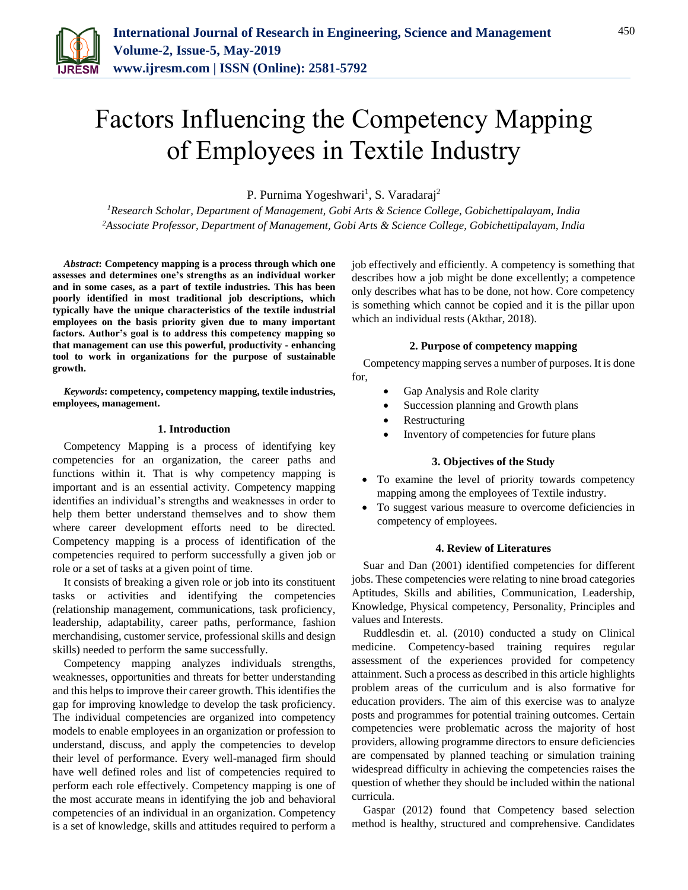# Factors Influencing the Competency Mapping of Employees in Textile Industry

P. Purnima Yogeshwari[1], S. Varadaraj[2]

[1]*Research Scholar, Department of Management, Gobi Arts & Science College, Gobichettipalayam, India*
[2]*Associate Professor, Department of Management, Gobi Arts & Science College, Gobichettipalayam, India*

***Abstract*: Competency mapping is a process through which one assesses and determines one's strengths as an individual worker and in some cases, as a part of textile industries. This has been poorly identified in most traditional job descriptions, which typically have the unique characteristics of the textile industrial employees on the basis priority given due to many important factors. Author's goal is to address this competency mapping so that management can use this powerful, productivity - enhancing tool to work in organizations for the purpose of sustainable growth.**

***Keywords*: competency, competency mapping, textile industries, employees, management.**

## 1. Introduction

Competency Mapping is a process of identifying key competencies for an organization, the career paths and functions within it. That is why competency mapping is important and is an essential activity. Competency mapping identifies an individual's strengths and weaknesses in order to help them better understand themselves and to show them where career development efforts need to be directed. Competency mapping is a process of identification of the competencies required to perform successfully a given job or role or a set of tasks at a given point of time.

It consists of breaking a given role or job into its constituent tasks or activities and identifying the competencies (relationship management, communications, task proficiency, leadership, adaptability, career paths, performance, fashion merchandising, customer service, professional skills and design skills) needed to perform the same successfully.

Competency mapping analyzes individuals strengths, weaknesses, opportunities and threats for better understanding and this helps to improve their career growth. This identifies the gap for improving knowledge to develop the task proficiency. The individual competencies are organized into competency models to enable employees in an organization or profession to understand, discuss, and apply the competencies to develop their level of performance. Every well-managed firm should have well defined roles and list of competencies required to perform each role effectively. Competency mapping is one of the most accurate means in identifying the job and behavioral competencies of an individual in an organization. Competency is a set of knowledge, skills and attitudes required to perform a job effectively and efficiently. A competency is something that describes how a job might be done excellently; a competence only describes what has to be done, not how. Core competency is something which cannot be copied and it is the pillar upon which an individual rests (Akthar, 2018).

## 2. Purpose of competency mapping

Competency mapping serves a number of purposes. It is done for,

- Gap Analysis and Role clarity
- Succession planning and Growth plans
- Restructuring
- Inventory of competencies for future plans

## 3. Objectives of the Study

- To examine the level of priority towards competency mapping among the employees of Textile industry.
- To suggest various measure to overcome deficiencies in competency of employees.

## 4. Review of Literatures

Suar and Dan (2001) identified competencies for different jobs. These competencies were relating to nine broad categories Aptitudes, Skills and abilities, Communication, Leadership, Knowledge, Physical competency, Personality, Principles and values and Interests.

Ruddlesdin et. al. (2010) conducted a study on Clinical medicine. Competency-based training requires regular assessment of the experiences provided for competency attainment. Such a process as described in this article highlights problem areas of the curriculum and is also formative for education providers. The aim of this exercise was to analyze posts and programmes for potential training outcomes. Certain competencies were problematic across the majority of host providers, allowing programme directors to ensure deficiencies are compensated by planned teaching or simulation training widespread difficulty in achieving the competencies raises the question of whether they should be included within the national curricula.

Gaspar (2012) found that Competency based selection method is healthy, structured and comprehensive. Candidates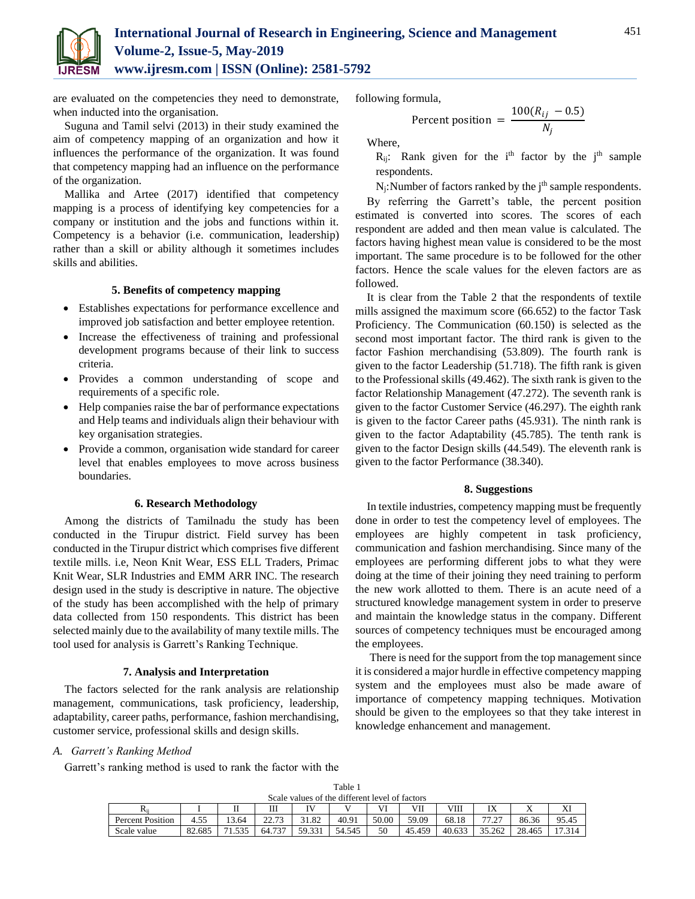are evaluated on the competencies they need to demonstrate, when inducted into the organisation.

Suguna and Tamil selvi (2013) in their study examined the aim of competency mapping of an organization and how it influences the performance of the organization. It was found that competency mapping had an influence on the performance of the organization.

Mallika and Artee (2017) identified that competency mapping is a process of identifying key competencies for a company or institution and the jobs and functions within it. Competency is a behavior (i.e. communication, leadership) rather than a skill or ability although it sometimes includes skills and abilities.

### 5. Benefits of competency mapping

- Establishes expectations for performance excellence and improved job satisfaction and better employee retention.
- Increase the effectiveness of training and professional development programs because of their link to success criteria.
- Provides a common understanding of scope and requirements of a specific role.
- Help companies raise the bar of performance expectations and Help teams and individuals align their behaviour with key organisation strategies.
- Provide a common, organisation wide standard for career level that enables employees to move across business boundaries.

### 6. Research Methodology

Among the districts of Tamilnadu the study has been conducted in the Tirupur district. Field survey has been conducted in the Tirupur district which comprises five different textile mills. i.e, Neon Knit Wear, ESS ELL Traders, Primac Knit Wear, SLR Industries and EMM ARR INC. The research design used in the study is descriptive in nature. The objective of the study has been accomplished with the help of primary data collected from 150 respondents. This district has been selected mainly due to the availability of many textile mills. The tool used for analysis is Garrett's Ranking Technique.

### 7. Analysis and Interpretation

The factors selected for the rank analysis are relationship management, communications, task proficiency, leadership, adaptability, career paths, performance, fashion merchandising, customer service, professional skills and design skills.

#### A. *Garrett's Ranking Method*

Garrett's ranking method is used to rank the factor with the following formula,

$$\text{Percent position} = \frac{100(R_{ij} - 0.5)}{N_j}$$

Where,

$R_{ij}$: Rank given for the $i^{th}$ factor by the $j^{th}$ sample respondents.

$N_j$: Number of factors ranked by the $j^{th}$ sample respondents.

By referring the Garrett's table, the percent position estimated is converted into scores. The scores of each respondent are added and then mean value is calculated. The factors having highest mean value is considered to be the most important. The same procedure is to be followed for the other factors. Hence the scale values for the eleven factors are as followed.

It is clear from the Table 2 that the respondents of textile mills assigned the maximum score (66.652) to the factor Task Proficiency. The Communication (60.150) is selected as the second most important factor. The third rank is given to the factor Fashion merchandising (53.809). The fourth rank is given to the factor Leadership (51.718). The fifth rank is given to the Professional skills (49.462). The sixth rank is given to the factor Relationship Management (47.272). The seventh rank is given to the factor Customer Service (46.297). The eighth rank is given to the factor Career paths (45.931). The ninth rank is given to the factor Adaptability (45.785). The tenth rank is given to the factor Design skills (44.549). The eleventh rank is given to the factor Performance (38.340).

### 8. Suggestions

In textile industries, competency mapping must be frequently done in order to test the competency level of employees. The employees are highly competent in task proficiency, communication and fashion merchandising. Since many of the employees are performing different jobs to what they were doing at the time of their joining they need training to perform the new work allotted to them. There is an acute need of a structured knowledge management system in order to preserve and maintain the knowledge status in the company. Different sources of competency techniques must be encouraged among the employees.

There is need for the support from the top management since it is considered a major hurdle in effective competency mapping system and the employees must also be made aware of importance of competency mapping techniques. Motivation should be given to the employees so that they take interest in knowledge enhancement and management.

Table 1
Scale values of the different level of factors

| $R_{ij}$ | I | II | III | IV | V | VI | VII | VIII | IX | X | XI |
|---|---|---|---|---|---|---|---|---|---|---|---|
| Percent Position | 4.55 | 13.64 | 22.73 | 31.82 | 40.91 | 50.00 | 59.09 | 68.18 | 77.27 | 86.36 | 95.45 |
| Scale value | 82.685 | 71.535 | 64.737 | 59.331 | 54.545 | 50 | 45.459 | 40.633 | 35.262 | 28.465 | 17.314 |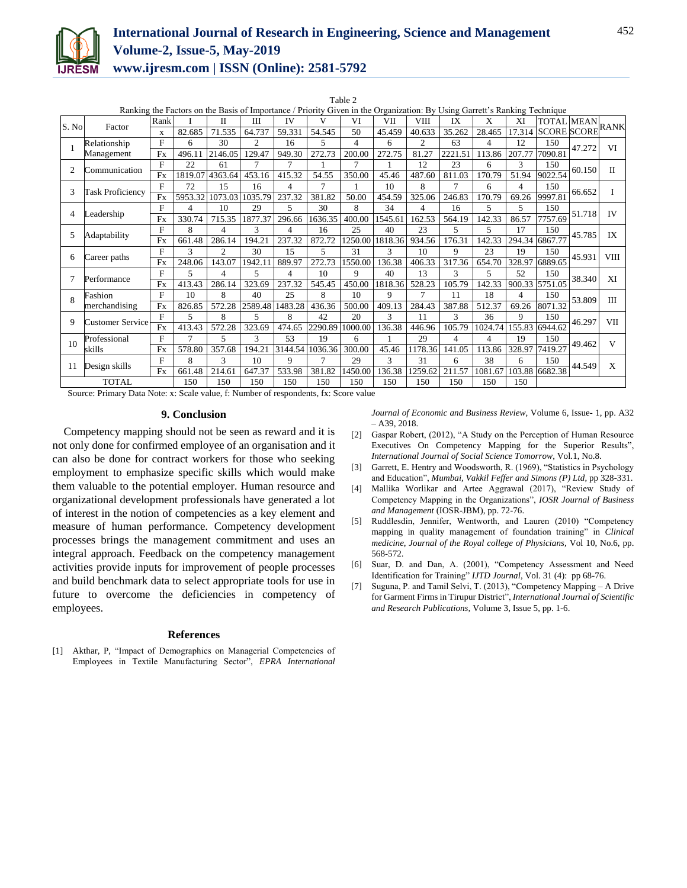Table 2

Ranking the Factors on the Basis of Importance / Priority Given in the Organization: By Using Garrett's Ranking Technique

| S. No | Factor | Rank | I | II | III | IV | V | VI | VII | VIII | IX | X | XI | TOTAL SCORE | MEAN SCORE | RANK |
|---|---|---|---|---|---|---|---|---|---|---|---|---|---|---|---|---|
| | | x | 82.685 | 71.535 | 64.737 | 59.331 | 54.545 | 50 | 45.459 | 40.633 | 35.262 | 28.465 | 17.314 | | | |
| 1 | Relationship Management | F | 6 | 30 | 2 | 16 | 5 | 4 | 6 | 2 | 63 | 4 | 12 | 150 | 47.272 | VI |
| | | Fx | 496.11 | 2146.05 | 129.47 | 949.30 | 272.73 | 200.00 | 272.75 | 81.27 | 2221.51 | 113.86 | 207.77 | 7090.81 | | |
| 2 | Communication | F | 22 | 61 | 7 | 7 | 1 | 7 | 1 | 12 | 23 | 6 | 3 | 150 | 60.150 | II |
| | | Fx | 1819.07 | 4363.64 | 453.16 | 415.32 | 54.55 | 350.00 | 45.46 | 487.60 | 811.03 | 170.79 | 51.94 | 9022.54 | | |
| 3 | Task Proficiency | F | 72 | 15 | 16 | 4 | 7 | 1 | 10 | 8 | 7 | 6 | 4 | 150 | 66.652 | I |
| | | Fx | 5953.32 | 1073.03 | 1035.79 | 237.32 | 381.82 | 50.00 | 454.59 | 325.06 | 246.83 | 170.79 | 69.26 | 9997.81 | | |
| 4 | Leadership | F | 4 | 10 | 29 | 5 | 30 | 8 | 34 | 4 | 16 | 5 | 5 | 150 | 51.718 | IV |
| | | Fx | 330.74 | 715.35 | 1877.37 | 296.66 | 1636.35 | 400.00 | 1545.61 | 162.53 | 564.19 | 142.33 | 86.57 | 7757.69 | | |
| 5 | Adaptability | F | 8 | 4 | 3 | 4 | 16 | 25 | 40 | 23 | 5 | 5 | 17 | 150 | 45.785 | IX |
| | | Fx | 661.48 | 286.14 | 194.21 | 237.32 | 872.72 | 1250.00 | 1818.36 | 934.56 | 176.31 | 142.33 | 294.34 | 6867.77 | | |
| 6 | Career paths | F | 3 | 2 | 30 | 15 | 5 | 31 | 3 | 10 | 9 | 23 | 19 | 150 | 45.931 | VIII |
| | | Fx | 248.06 | 143.07 | 1942.11 | 889.97 | 272.73 | 1550.00 | 136.38 | 406.33 | 317.36 | 654.70 | 328.97 | 6889.65 | | |
| 7 | Performance | F | 5 | 4 | 5 | 4 | 10 | 9 | 40 | 13 | 3 | 5 | 52 | 150 | 38.340 | XI |
| | | Fx | 413.43 | 286.14 | 323.69 | 237.32 | 545.45 | 450.00 | 1818.36 | 528.23 | 105.79 | 142.33 | 900.33 | 5751.05 | | |
| 8 | Fashion merchandising | F | 10 | 8 | 40 | 25 | 8 | 10 | 9 | 7 | 11 | 18 | 4 | 150 | 53.809 | III |
| | | Fx | 826.85 | 572.28 | 2589.48 | 1483.28 | 436.36 | 500.00 | 409.13 | 284.43 | 387.88 | 512.37 | 69.26 | 8071.32 | | |
| 9 | Customer Service | F | 5 | 8 | 5 | 8 | 42 | 20 | 3 | 11 | 3 | 36 | 9 | 150 | 46.297 | VII |
| | | Fx | 413.43 | 572.28 | 323.69 | 474.65 | 2290.89 | 1000.00 | 136.38 | 446.96 | 105.79 | 1024.74 | 155.83 | 6944.62 | | |
| 10 | Professional skills | F | 7 | 5 | 3 | 53 | 19 | 6 | 1 | 29 | 4 | 4 | 19 | 150 | 49.462 | V |
| | | Fx | 578.80 | 357.68 | 194.21 | 3144.54 | 1036.36 | 300.00 | 45.46 | 1178.36 | 141.05 | 113.86 | 328.97 | 7419.27 | | |
| 11 | Design skills | F | 8 | 3 | 10 | 9 | 7 | 29 | 3 | 31 | 6 | 38 | 6 | 150 | 44.549 | X |
| | | Fx | 661.48 | 214.61 | 647.37 | 533.98 | 381.82 | 1450.00 | 136.38 | 1259.62 | 211.57 | 1081.67 | 103.88 | 6682.38 | | |
| TOTAL | | | 150 | 150 | 150 | 150 | 150 | 150 | 150 | 150 | 150 | 150 | 150 | | | |

Source: Primary Data Note: x: Scale value, f: Number of respondents, fx: Score value

## 9. Conclusion

Competency mapping should not be seen as reward and it is not only done for confirmed employee of an organisation and it can also be done for contract workers for those who seeking employment to emphasize specific skills which would make them valuable to the potential employer. Human resource and organizational development professionals have generated a lot of interest in the notion of competencies as a key element and measure of human performance. Competency development processes brings the management commitment and uses an integral approach. Feedback on the competency management activities provide inputs for improvement of people processes and build benchmark data to select appropriate tools for use in future to overcome the deficiencies in competency of employees.

## References

[1] Akthar, P, "Impact of Demographics on Managerial Competencies of Employees in Textile Manufacturing Sector", *EPRA International Journal of Economic and Business Review,* Volume 6, Issue- 1, pp. A32 – A39, 2018.

[2] Gaspar Robert, (2012), "A Study on the Perception of Human Resource Executives On Competency Mapping for the Superior Results", *International Journal of Social Science Tomorrow*, Vol.1, No.8.

[3] Garrett, E. Hentry and Woodsworth, R. (1969), "Statistics in Psychology and Education", *Mumbai, Vakkil Feffer and Simons (P) Ltd*, pp 328-331.

[4] Mallika Worlikar and Artee Aggrawal (2017), "Review Study of Competency Mapping in the Organizations", *IOSR Journal of Business and Management* (IOSR-JBM), pp. 72-76.

[5] Ruddlesdin, Jennifer, Wentworth, and Lauren (2010) "Competency mapping in quality management of foundation training" in *Clinical medicine, Journal of the Royal college of Physicians,* Vol 10, No.6, pp. 568-572.

[6] Suar, D. and Dan, A. (2001), "Competency Assessment and Need Identification for Training" *IJTD Journal*, Vol. 31 (4): pp 68-76.

[7] Suguna, P. and Tamil Selvi, T. (2013), "Competency Mapping – A Drive for Garment Firms in Tirupur District", *International Journal of Scientific and Research Publications,* Volume 3, Issue 5, pp. 1-6.